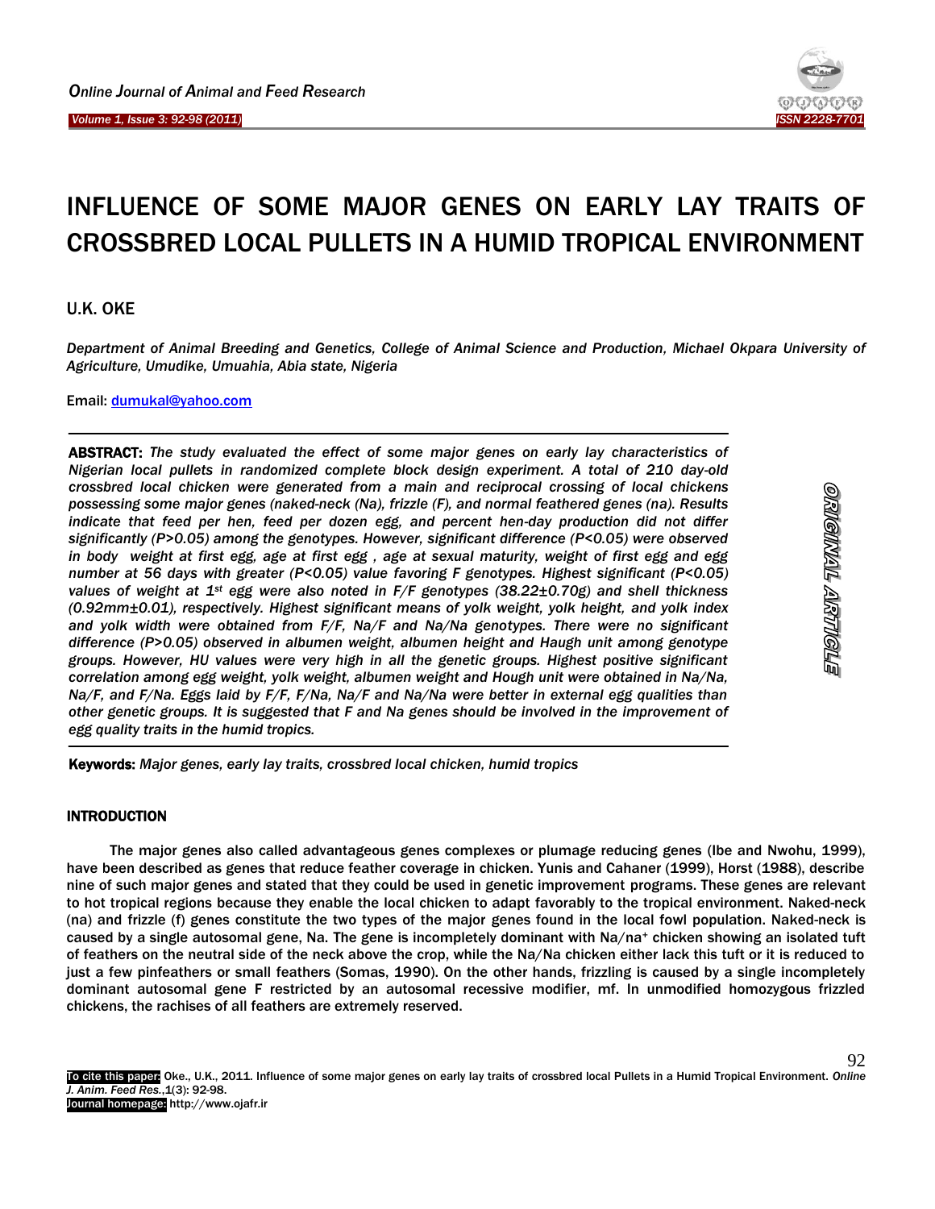# INFLUENCE OF SOME MAJOR GENES ON EARLY LAY TRAITS OF CROSSBRED LOCAL PULLETS IN A HUMID TROPICAL ENVIRONMENT

U.K. OKE

*Department of Animal Breeding and Genetics, College of Animal Science and Production, Michael Okpara University of Agriculture, Umudike, Umuahia, Abia state, Nigeria*

Email: dumukal@yahoo.com

**ABSTRACT:** *The study evaluated the effect of some major genes on early lay characteristics of Nigerian local pullets in randomized complete block design experiment. A total of 210 day-old crossbred local chicken were generated from a main and reciprocal crossing of local chickens possessing some major genes (naked-neck (Na), frizzle (F), and normal feathered genes (na). Results indicate that feed per hen, feed per dozen egg, and percent hen-day production did not differ significantly (P>0.05) among the genotypes. However, significant difference (P<0.05) were observed in body weight at first egg, age at first egg , age at sexual maturity, weight of first egg and egg number at 56 days with greater (P<0.05) value favoring F genotypes. Highest significant (P<0.05) values of weight at 1st egg were also noted in F/F genotypes (38.22±0.70g) and shell thickness (0.92mm±0.01), respectively. Highest significant means of yolk weight, yolk height, and yolk index and yolk width were obtained from F/F, Na/F and Na/Na genotypes. There were no significant difference (P>0.05) observed in albumen weight, albumen height and Haugh unit among genotype groups. However, HU values were very high in all the genetic groups. Highest positive significant correlation among egg weight, yolk weight, albumen weight and Hough unit were obtained in Na/Na, Na/F, and F/Na. Eggs laid by F/F, F/Na, Na/F and Na/Na were better in external egg qualities than other genetic groups. It is suggested that F and Na genes should be involved in the improvement of egg quality traits in the humid tropics.*

**Keywords:** *Major genes, early lay traits, crossbred local chicken, humid tropics*

ORIGINAL ARTICLE

## INTRODUCTION

The major genes also called advantageous genes complexes or plumage reducing genes (Ibe and Nwohu, 1999), have been described as genes that reduce feather coverage in chicken. Yunis and Cahaner (1999), Horst (1988), describe nine of such major genes and stated that they could be used in genetic improvement programs. These genes are relevant to hot tropical regions because they enable the local chicken to adapt favorably to the tropical environment. Naked-neck (na) and frizzle (f) genes constitute the two types of the major genes found in the local fowl population. Naked-neck is caused by a single autosomal gene, Na. The gene is incompletely dominant with Na/na+ chicken showing an isolated tuft of feathers on the neutral side of the neck above the crop, while the Na/Na chicken either lack this tuft or it is reduced to just a few pinfeathers or small feathers (Somas, 1990). On the other hands, frizzling is caused by a single incompletely dominant autosomal gene F restricted by an autosomal recessive modifier, mf. In unmodified homozygous frizzled chickens, the rachises of all feathers are extremely reserved.

**To cite this paper:** Oke., U.K., 2011. Influence of some major genes on early lay traits of crossbred local Pullets in a Humid Tropical Environment. *Online J. Anim. Feed Res.*, 1(3): 92-98.
**Journal homepage:** http://www.ojafr.ir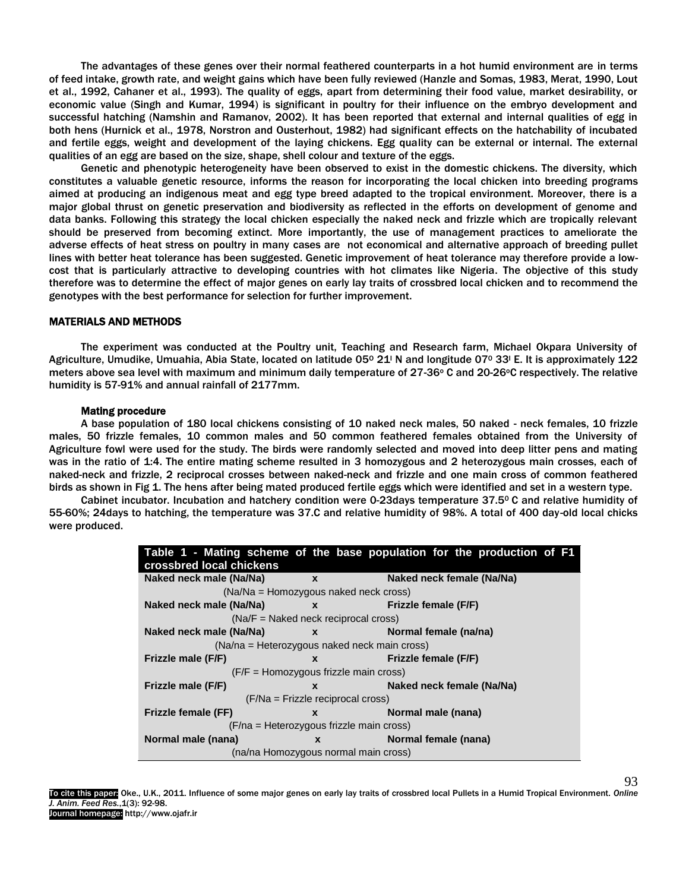The advantages of these genes over their normal feathered counterparts in a hot humid environment are in terms of feed intake, growth rate, and weight gains which have been fully reviewed (Hanzle and Somas, 1983, Merat, 1990, Lout et al., 1992, Cahaner et al., 1993). The quality of eggs, apart from determining their food value, market desirability, or economic value (Singh and Kumar, 1994) is significant in poultry for their influence on the embryo development and successful hatching (Namshin and Ramanov, 2002). It has been reported that external and internal qualities of egg in both hens (Hurnick et al., 1978, Norstron and Ousterhout, 1982) had significant effects on the hatchability of incubated and fertile eggs, weight and development of the laying chickens. Egg quality can be external or internal. The external qualities of an egg are based on the size, shape, shell colour and texture of the eggs.

Genetic and phenotypic heterogeneity have been observed to exist in the domestic chickens. The diversity, which constitutes a valuable genetic resource, informs the reason for incorporating the local chicken into breeding programs aimed at producing an indigenous meat and egg type breed adapted to the tropical environment. Moreover, there is a major global thrust on genetic preservation and biodiversity as reflected in the efforts on development of genome and data banks. Following this strategy the local chicken especially the naked neck and frizzle which are tropically relevant should be preserved from becoming extinct. More importantly, the use of management practices to ameliorate the adverse effects of heat stress on poultry in many cases are not economical and alternative approach of breeding pullet lines with better heat tolerance has been suggested. Genetic improvement of heat tolerance may therefore provide a low-cost that is particularly attractive to developing countries with hot climates like Nigeria. The objective of this study therefore was to determine the effect of major genes on early lay traits of crossbred local chicken and to recommend the genotypes with the best performance for selection for further improvement.

## MATERIALS AND METHODS

The experiment was conducted at the Poultry unit, Teaching and Research farm, Michael Okpara University of Agriculture, Umudike, Umuahia, Abia State, located on latitude 05$^0$ 21$^I$ N and longitude 07$^0$ 33$^I$ E. It is approximately 122 meters above sea level with maximum and minimum daily temperature of 27-36$^o$ C and 20-26$^o$C respectively. The relative humidity is 57-91% and annual rainfall of 2177mm.

### Mating procedure

A base population of 180 local chickens consisting of 10 naked neck males, 50 naked - neck females, 10 frizzle males, 50 frizzle females, 10 common males and 50 common feathered females obtained from the University of Agriculture fowl were used for the study. The birds were randomly selected and moved into deep litter pens and mating was in the ratio of 1:4. The entire mating scheme resulted in 3 homozygous and 2 heterozygous main crosses, each of naked-neck and frizzle, 2 reciprocal crosses between naked-neck and frizzle and one main cross of common feathered birds as shown in Fig 1. The hens after being mated produced fertile eggs which were identified and set in a western type.

Cabinet incubator. Incubation and hatchery condition were 0-23days temperature 37.5$^0$ C and relative humidity of 55-60%; 24days to hatching, the temperature was 37.C and relative humidity of 98%. A total of 400 day-old local chicks were produced.

**Table 1 - Mating scheme of the base population for the production of F1 crossbred local chickens**

| | | |
|---|---|---|
| **Naked neck male (Na/Na)** | **x** | **Naked neck female (Na/Na)** |
| (Na/Na = Homozygous naked neck cross) | | |
| **Naked neck male (Na/Na)** | **x** | **Frizzle female (F/F)** |
| (Na/F = Naked neck reciprocal cross) | | |
| **Naked neck male (Na/Na)** | **x** | **Normal female (na/na)** |
| (Na/na = Heterozygous naked neck main cross) | | |
| **Frizzle male (F/F)** | **x** | **Frizzle female (F/F)** |
| (F/F = Homozygous frizzle main cross) | | |
| **Frizzle male (F/F)** | **x** | **Naked neck female (Na/Na)** |
| (F/Na = Frizzle reciprocal cross) | | |
| **Frizzle female (FF)** | **x** | **Normal male (nana)** |
| (F/na = Heterozygous frizzle main cross) | | |
| **Normal male (nana)** | **x** | **Normal female (nana)** |
| (na/na Homozygous normal main cross) | | |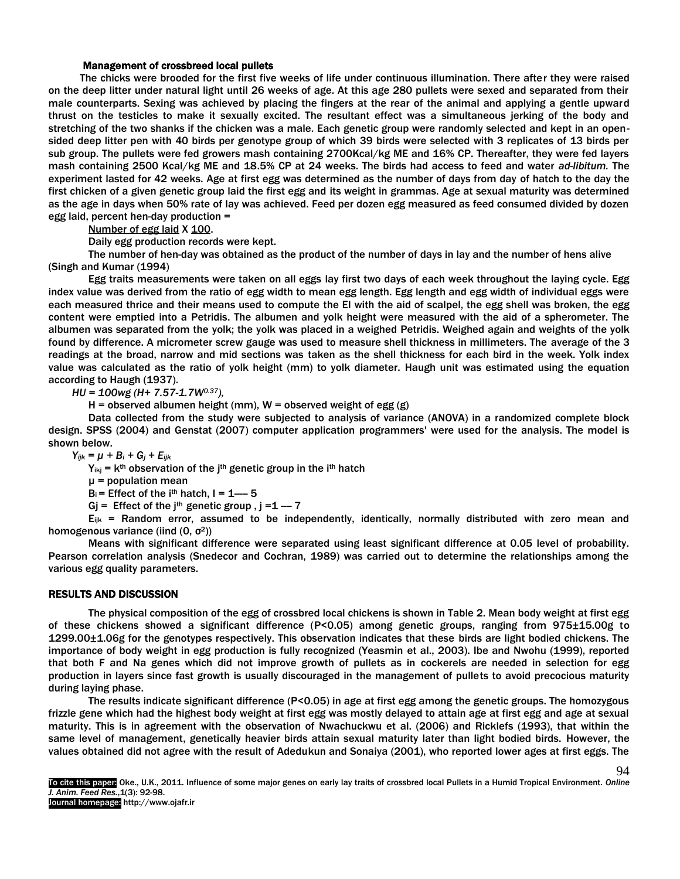### Management of crossbreed local pullets

The chicks were brooded for the first five weeks of life under continuous illumination. There after they were raised on the deep litter under natural light until 26 weeks of age. At this age 280 pullets were sexed and separated from their male counterparts. Sexing was achieved by placing the fingers at the rear of the animal and applying a gentle upward thrust on the testicles to make it sexually excited. The resultant effect was a simultaneous jerking of the body and stretching of the two shanks if the chicken was a male. Each genetic group were randomly selected and kept in an open-sided deep litter pen with 40 birds per genotype group of which 39 birds were selected with 3 replicates of 13 birds per sub group. The pullets were fed growers mash containing 2700Kcal/kg ME and 16% CP. Thereafter, they were fed layers mash containing 2500 Kcal/kg ME and 18.5% CP at 24 weeks. The birds had access to feed and water *ad-libitum.* The experiment lasted for 42 weeks. Age at first egg was determined as the number of days from day of hatch to the day the first chicken of a given genetic group laid the first egg and its weight in grammas. Age at sexual maturity was determined as the age in days when 50% rate of lay was achieved. Feed per dozen egg measured as feed consumed divided by dozen egg laid, percent hen-day production =

Number of egg laid X 100.

Daily egg production records were kept.

The number of hen-day was obtained as the product of the number of days in lay and the number of hens alive (Singh and Kumar (1994)

Egg traits measurements were taken on all eggs lay first two days of each week throughout the laying cycle. Egg index value was derived from the ratio of egg width to mean egg length. Egg length and egg width of individual eggs were each measured thrice and their means used to compute the EI with the aid of scalpel, the egg shell was broken, the egg content were emptied into a Petridis. The albumen and yolk height were measured with the aid of a spherometer. The albumen was separated from the yolk; the yolk was placed in a weighed Petridis. Weighed again and weights of the yolk found by difference. A micrometer screw gauge was used to measure shell thickness in millimeters. The average of the 3 readings at the broad, narrow and mid sections was taken as the shell thickness for each bird in the week. Yolk index value was calculated as the ratio of yolk height (mm) to yolk diameter. Haugh unit was estimated using the equation according to Haugh (1937).

$$HU = 100wg\,(H + 7.57 - 1.7W^{0.37}),$$

H = observed albumen height (mm), W = observed weight of egg (g)

Data collected from the study were subjected to analysis of variance (ANOVA) in a randomized complete block design. SPSS (2004) and Genstat (2007) computer application programmers' were used for the analysis. The model is shown below.

$$Y_{ijk} = \mu + B_i + G_j + E_{ijk}$$

$Y_{ikj}$ = $k^{th}$ observation of the $j^{th}$ genetic group in the $i^{th}$ hatch

$\mu$ = population mean

$B_i$ = Effect of the $i^{th}$ hatch, I = 1—– 5

$G_j$ = Effect of the $j^{th}$ genetic group , j =1 — 7

$E_{ijk}$ = Random error, assumed to be independently, identically, normally distributed with zero mean and homogenous variance (iind (0, $\sigma^2$))

Means with significant difference were separated using least significant difference at 0.05 level of probability. Pearson correlation analysis (Snedecor and Cochran, 1989) was carried out to determine the relationships among the various egg quality parameters.

## RESULTS AND DISCUSSION

The physical composition of the egg of crossbred local chickens is shown in Table 2. Mean body weight at first egg of these chickens showed a significant difference (P<0.05) among genetic groups, ranging from 975±15.00g to 1299.00±1.06g for the genotypes respectively. This observation indicates that these birds are light bodied chickens. The importance of body weight in egg production is fully recognized (Yeasmin et al., 2003). Ibe and Nwohu (1999), reported that both F and Na genes which did not improve growth of pullets as in cockerels are needed in selection for egg production in layers since fast growth is usually discouraged in the management of pullets to avoid precocious maturity during laying phase.

The results indicate significant difference (P<0.05) in age at first egg among the genetic groups. The homozygous frizzle gene which had the highest body weight at first egg was mostly delayed to attain age at first egg and age at sexual maturity. This is in agreement with the observation of Nwachuckwu et al. (2006) and Ricklefs (1993), that within the same level of management, genetically heavier birds attain sexual maturity later than light bodied birds. However, the values obtained did not agree with the result of Adedukun and Sonaiya (2001), who reported lower ages at first eggs. The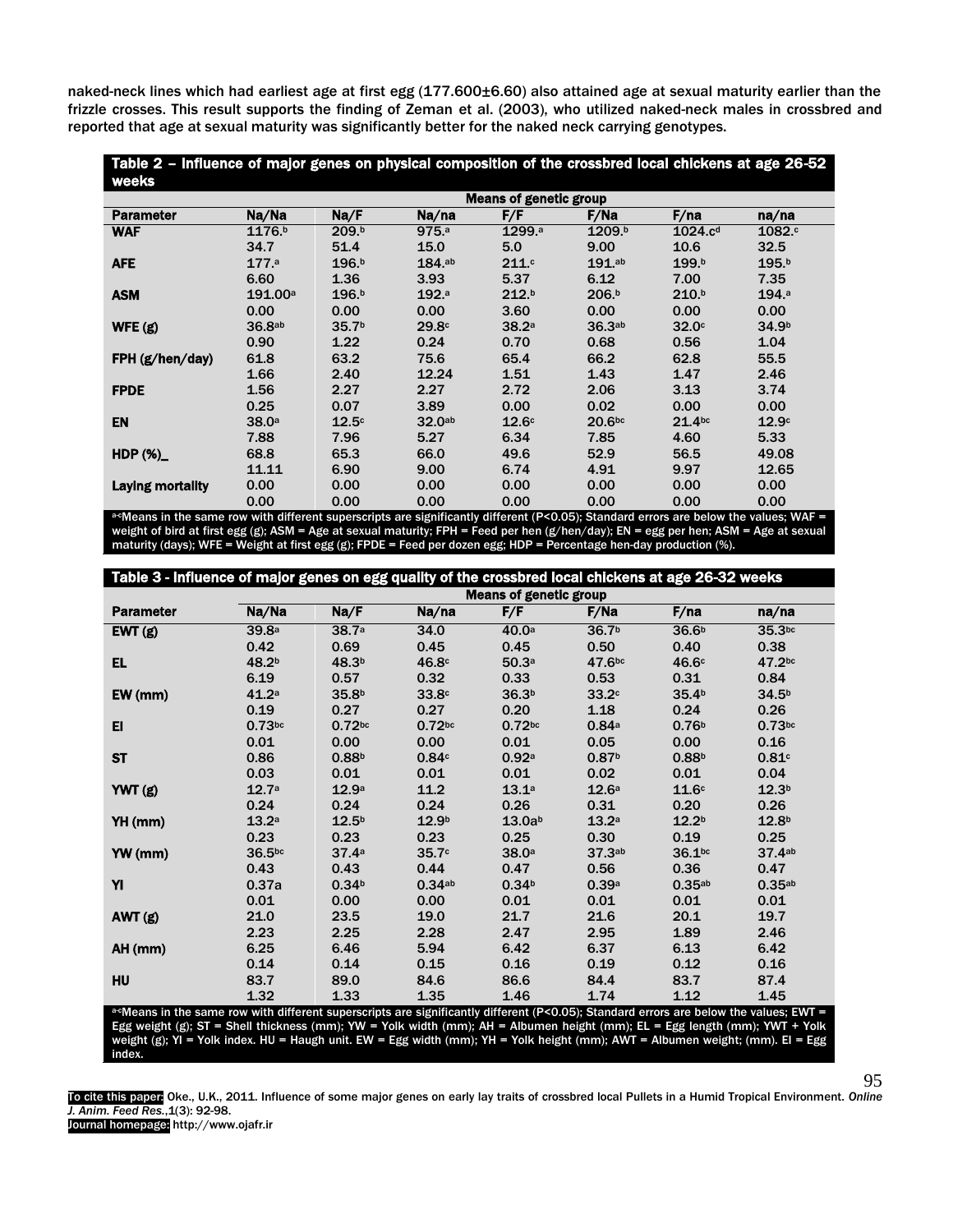naked-neck lines which had earliest age at first egg (177.600±6.60) also attained age at sexual maturity earlier than the frizzle crosses. This result supports the finding of Zeman et al. (2003), who utilized naked-neck males in crossbred and reported that age at sexual maturity was significantly better for the naked neck carrying genotypes.

**Table 2 – Influence of major genes on physical composition of the crossbred local chickens at age 26-52 weeks**

| Parameter | Na/Na | Na/F | Na/na | F/F | F/Na | F/na | na/na |
|---|---|---|---|---|---|---|---|
| | Means of genetic group | | | | | | |
| **WAF** | 1176.[b] | 209.[b] | 975.[a] | 1299.[a] | 1209.[b] | 1024.c[d] | 1082.[c] |
| | 34.7 | 51.4 | 15.0 | 5.0 | 9.00 | 10.6 | 32.5 |
| **AFE** | 177.[a] | 196.[b] | 184.[ab] | 211.[c] | 191.[ab] | 199.[b] | 195.[b] |
| | 6.60 | 1.36 | 3.93 | 5.37 | 6.12 | 7.00 | 7.35 |
| **ASM** | 191.00[a] | 196.[b] | 192.[a] | 212.[b] | 206.[b] | 210.[b] | 194.[a] |
| | 0.00 | 0.00 | 0.00 | 3.60 | 0.00 | 0.00 | 0.00 |
| **WFE (g)** | 36.8[ab] | 35.7[b] | 29.8[c] | 38.2[a] | 36.3[ab] | 32.0[c] | 34.9[b] |
| | 0.90 | 1.22 | 0.24 | 0.70 | 0.68 | 0.56 | 1.04 |
| **FPH (g/hen/day)** | 61.8 | 63.2 | 75.6 | 65.4 | 66.2 | 62.8 | 55.5 |
| | 1.66 | 2.40 | 12.24 | 1.51 | 1.43 | 1.47 | 2.46 |
| **FPDE** | 1.56 | 2.27 | 2.27 | 2.72 | 2.06 | 3.13 | 3.74 |
| | 0.25 | 0.07 | 3.89 | 0.00 | 0.02 | 0.00 | 0.00 |
| **EN** | 38.0[a] | 12.5[c] | 32.0[ab] | 12.6[c] | 20.6[bc] | 21.4[bc] | 12.9[c] |
| | 7.88 | 7.96 | 5.27 | 6.34 | 7.85 | 4.60 | 5.33 |
| **HDP (%)_** | 68.8 | 65.3 | 66.0 | 49.6 | 52.9 | 56.5 | 49.08 |
| | 11.11 | 6.90 | 9.00 | 6.74 | 4.91 | 9.97 | 12.65 |
| **Laying mortality** | 0.00 | 0.00 | 0.00 | 0.00 | 0.00 | 0.00 | 0.00 |
| | 0.00 | 0.00 | 0.00 | 0.00 | 0.00 | 0.00 | 0.00 |

[a-c]Means in the same row with different superscripts are significantly different (P<0.05); Standard errors are below the values; WAF = weight of bird at first egg (g); ASM = Age at sexual maturity; FPH = Feed per hen (g/hen/day); EN = egg per hen; ASM = Age at sexual maturity (days); WFE = Weight at first egg (g); FPDE = Feed per dozen egg; HDP = Percentage hen-day production (%).

**Table 3 - Influence of major genes on egg quality of the crossbred local chickens at age 26-32 weeks**

| Parameter | Na/Na | Na/F | Na/na | F/F | F/Na | F/na | na/na |
|---|---|---|---|---|---|---|---|
| | Means of genetic group | | | | | | |
| **EWT (g)** | 39.8[a] | 38.7[a] | 34.0 | 40.0[a] | 36.7[b] | 36.6[b] | 35.3[bc] |
| | 0.42 | 0.69 | 0.45 | 0.45 | 0.50 | 0.40 | 0.38 |
| **EL** | 48.2[b] | 48.3[b] | 46.8[c] | 50.3[a] | 47.6[bc] | 46.6[c] | 47.2[bc] |
| | 6.19 | 0.57 | 0.32 | 0.33 | 0.53 | 0.31 | 0.84 |
| **EW (mm)** | 41.2[a] | 35.8[b] | 33.8[c] | 36.3[b] | 33.2[c] | 35.4[b] | 34.5[b] |
| | 0.19 | 0.27 | 0.27 | 0.20 | 1.18 | 0.24 | 0.26 |
| **EI** | 0.73[bc] | 0.72[bc] | 0.72[bc] | 0.72[bc] | 0.84[a] | 0.76[b] | 0.73[bc] |
| | 0.01 | 0.00 | 0.00 | 0.01 | 0.05 | 0.00 | 0.16 |
| **ST** | 0.86 | 0.88[b] | 0.84[c] | 0.92[a] | 0.87[b] | 0.88[b] | 0.81[c] |
| | 0.03 | 0.01 | 0.01 | 0.01 | 0.02 | 0.01 | 0.04 |
| **YWT (g)** | 12.7[a] | 12.9[a] | 11.2 | 13.1[a] | 12.6[a] | 11.6[c] | 12.3[b] |
| | 0.24 | 0.24 | 0.24 | 0.26 | 0.31 | 0.20 | 0.26 |
| **YH (mm)** | 13.2[a] | 12.5[b] | 12.9[b] | 13.0a[b] | 13.2[a] | 12.2[b] | 12.8[b] |
| | 0.23 | 0.23 | 0.23 | 0.25 | 0.30 | 0.19 | 0.25 |
| **YW (mm)** | 36.5[bc] | 37.4[a] | 35.7[c] | 38.0[a] | 37.3[ab] | 36.1[bc] | 37.4[ab] |
| | 0.43 | 0.43 | 0.44 | 0.47 | 0.56 | 0.36 | 0.47 |
| **YI** | 0.37a | 0.34[b] | 0.34[ab] | 0.34[b] | 0.39[a] | 0.35[ab] | 0.35[ab] |
| | 0.01 | 0.00 | 0.00 | 0.01 | 0.01 | 0.01 | 0.01 |
| **AWT (g)** | 21.0 | 23.5 | 19.0 | 21.7 | 21.6 | 20.1 | 19.7 |
| | 2.23 | 2.25 | 2.28 | 2.47 | 2.95 | 1.89 | 2.46 |
| **AH (mm)** | 6.25 | 6.46 | 5.94 | 6.42 | 6.37 | 6.13 | 6.42 |
| | 0.14 | 0.14 | 0.15 | 0.16 | 0.19 | 0.12 | 0.16 |
| **HU** | 83.7 | 89.0 | 84.6 | 86.6 | 84.4 | 83.7 | 87.4 |
| | 1.32 | 1.33 | 1.35 | 1.46 | 1.74 | 1.12 | 1.45 |

[a-c]Means in the same row with different superscripts are significantly different (P<0.05); Standard errors are below the values; EWT = Egg weight (g); ST = Shell thickness (mm); YW = Yolk width (mm); AH = Albumen height (mm); EL = Egg length (mm); YWT + Yolk weight (g); YI = Yolk index. HU = Haugh unit. EW = Egg width (mm); YH = Yolk height (mm); AWT = Albumen weight; (mm). EI = Egg index.

To cite this paper: Oke., U.K., 2011. Influence of some major genes on early lay traits of crossbred local Pullets in a Humid Tropical Environment. *Online J. Anim. Feed Res.*,1(3): 92-98.
Journal homepage: http://www.ojafr.ir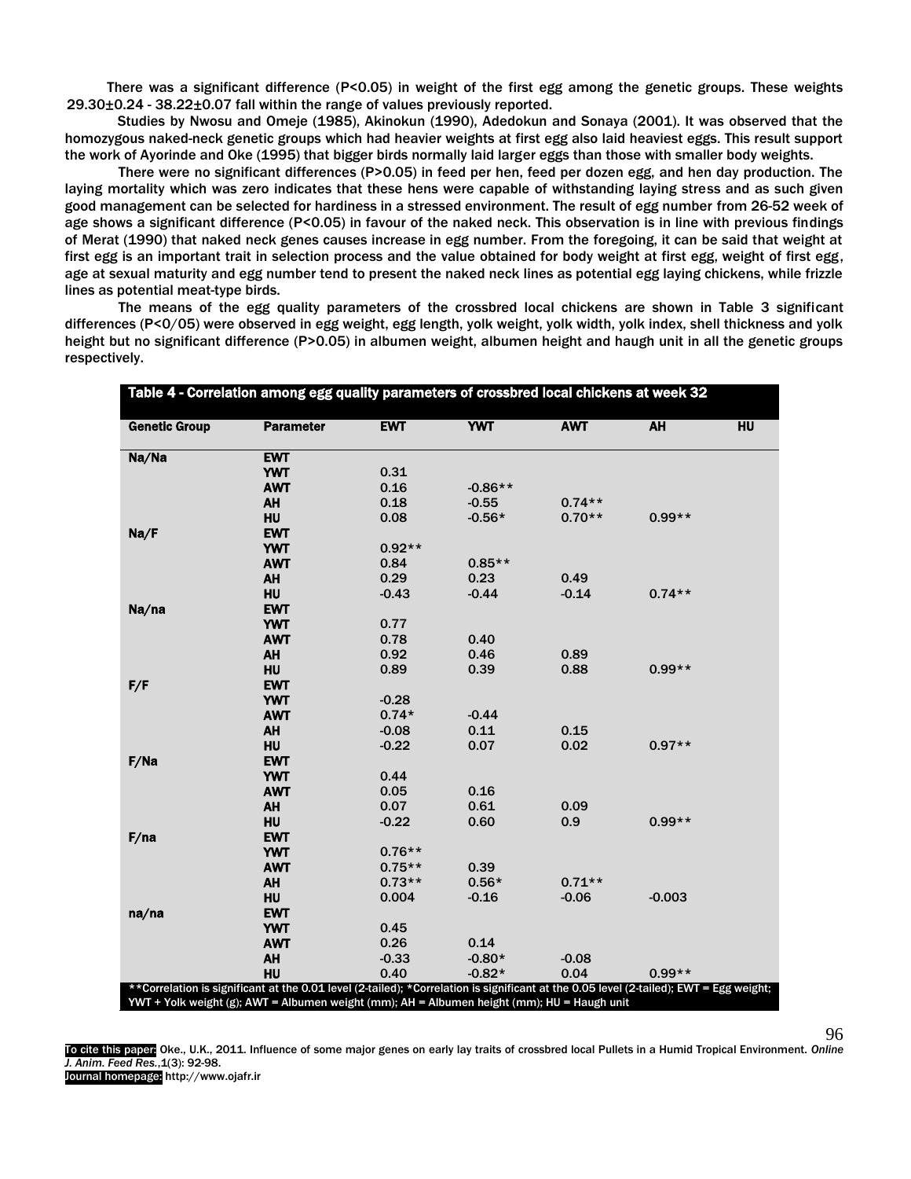There was a significant difference (P<0.05) in weight of the first egg among the genetic groups. These weights 29.30±0.24 - 38.22±0.07 fall within the range of values previously reported.

Studies by Nwosu and Omeje (1985), Akinokun (1990), Adedokun and Sonaya (2001). It was observed that the homozygous naked-neck genetic groups which had heavier weights at first egg also laid heaviest eggs. This result support the work of Ayorinde and Oke (1995) that bigger birds normally laid larger eggs than those with smaller body weights.

There were no significant differences (P>0.05) in feed per hen, feed per dozen egg, and hen day production. The laying mortality which was zero indicates that these hens were capable of withstanding laying stress and as such given good management can be selected for hardiness in a stressed environment. The result of egg number from 26-52 week of age shows a significant difference (P<0.05) in favour of the naked neck. This observation is in line with previous findings of Merat (1990) that naked neck genes causes increase in egg number. From the foregoing, it can be said that weight at first egg is an important trait in selection process and the value obtained for body weight at first egg, weight of first egg, age at sexual maturity and egg number tend to present the naked neck lines as potential egg laying chickens, while frizzle lines as potential meat-type birds.

The means of the egg quality parameters of the crossbred local chickens are shown in Table 3 significant differences (P<0/05) were observed in egg weight, egg length, yolk weight, yolk width, yolk index, shell thickness and yolk height but no significant difference (P>0.05) in albumen weight, albumen height and haugh unit in all the genetic groups respectively.

**Table 4 - Correlation among egg quality parameters of crossbred local chickens at week 32**

| Genetic Group | Parameter | EWT | YWT | AWT | AH | HU |
|---|---|---|---|---|---|---|
| Na/Na | EWT | | | | | |
| | YWT | 0.31 | | | | |
| | AWT | 0.16 | -0.86** | | | |
| | AH | 0.18 | -0.55 | 0.74** | | |
| | HU | 0.08 | -0.56* | 0.70** | 0.99** | |
| Na/F | EWT | | | | | |
| | YWT | 0.92** | | | | |
| | AWT | 0.84 | 0.85** | | | |
| | AH | 0.29 | 0.23 | 0.49 | | |
| | HU | -0.43 | -0.44 | -0.14 | 0.74** | |
| Na/na | EWT | | | | | |
| | YWT | 0.77 | | | | |
| | AWT | 0.78 | 0.40 | | | |
| | AH | 0.92 | 0.46 | 0.89 | | |
| | HU | 0.89 | 0.39 | 0.88 | 0.99** | |
| F/F | EWT | | | | | |
| | YWT | -0.28 | | | | |
| | AWT | 0.74* | -0.44 | | | |
| | AH | -0.08 | 0.11 | 0.15 | | |
| | HU | -0.22 | 0.07 | 0.02 | 0.97** | |
| F/Na | EWT | | | | | |
| | YWT | 0.44 | | | | |
| | AWT | 0.05 | 0.16 | | | |
| | AH | 0.07 | 0.61 | 0.09 | | |
| | HU | -0.22 | 0.60 | 0.9 | 0.99** | |
| F/na | EWT | | | | | |
| | YWT | 0.76** | | | | |
| | AWT | 0.75** | 0.39 | | | |
| | AH | 0.73** | 0.56* | 0.71** | | |
| | HU | 0.004 | -0.16 | -0.06 | -0.003 | |
| na/na | EWT | | | | | |
| | YWT | 0.45 | | | | |
| | AWT | 0.26 | 0.14 | | | |
| | AH | -0.33 | -0.80* | -0.08 | | |
| | HU | 0.40 | -0.82* | 0.04 | 0.99** | |

**Correlation is significant at the 0.01 level (2-tailed); *Correlation is significant at the 0.05 level (2-tailed); EWT = Egg weight; YWT + Yolk weight (g); AWT = Albumen weight (mm); AH = Albumen height (mm); HU = Haugh unit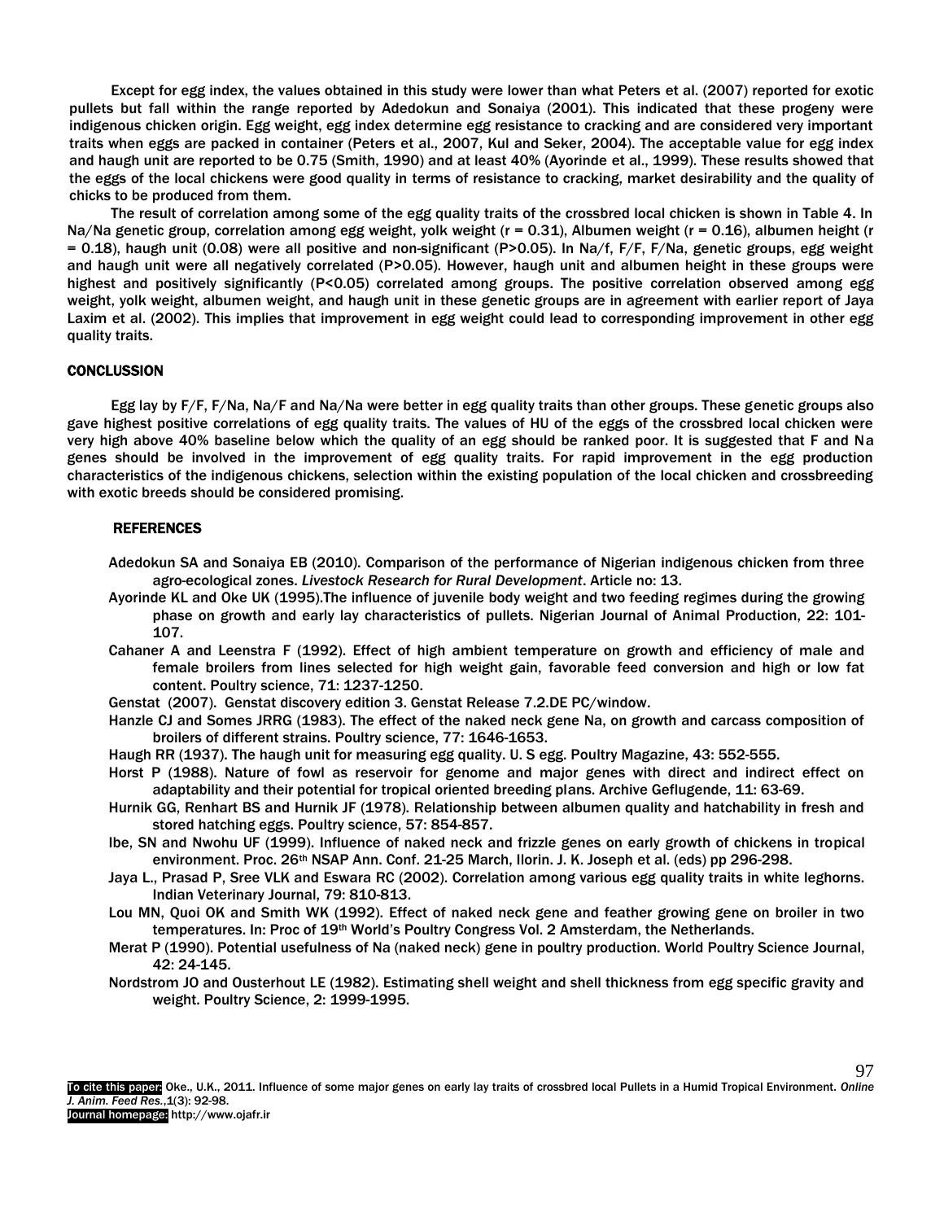Except for egg index, the values obtained in this study were lower than what Peters et al. (2007) reported for exotic pullets but fall within the range reported by Adedokun and Sonaiya (2001). This indicated that these progeny were indigenous chicken origin. Egg weight, egg index determine egg resistance to cracking and are considered very important traits when eggs are packed in container (Peters et al., 2007, Kul and Seker, 2004). The acceptable value for egg index and haugh unit are reported to be 0.75 (Smith, 1990) and at least 40% (Ayorinde et al., 1999). These results showed that the eggs of the local chickens were good quality in terms of resistance to cracking, market desirability and the quality of chicks to be produced from them.

The result of correlation among some of the egg quality traits of the crossbred local chicken is shown in Table 4. In Na/Na genetic group, correlation among egg weight, yolk weight (r = 0.31), Albumen weight (r = 0.16), albumen height (r = 0.18), haugh unit (0.08) were all positive and non-significant (P>0.05). In Na/f, F/F, F/Na, genetic groups, egg weight and haugh unit were all negatively correlated (P>0.05). However, haugh unit and albumen height in these groups were highest and positively significantly (P<0.05) correlated among groups. The positive correlation observed among egg weight, yolk weight, albumen weight, and haugh unit in these genetic groups are in agreement with earlier report of Jaya Laxim et al. (2002). This implies that improvement in egg weight could lead to corresponding improvement in other egg quality traits.

## CONCLUSSION

Egg lay by F/F, F/Na, Na/F and Na/Na were better in egg quality traits than other groups. These genetic groups also gave highest positive correlations of egg quality traits. The values of HU of the eggs of the crossbred local chicken were very high above 40% baseline below which the quality of an egg should be ranked poor. It is suggested that F and Na genes should be involved in the improvement of egg quality traits. For rapid improvement in the egg production characteristics of the indigenous chickens, selection within the existing population of the local chicken and crossbreeding with exotic breeds should be considered promising.

## REFERENCES

Adedokun SA and Sonaiya EB (2010). Comparison of the performance of Nigerian indigenous chicken from three agro-ecological zones. *Livestock Research for Rural Development*. Article no: 13.

Ayorinde KL and Oke UK (1995).The influence of juvenile body weight and two feeding regimes during the growing phase on growth and early lay characteristics of pullets. Nigerian Journal of Animal Production, 22: 101-107.

Cahaner A and Leenstra F (1992). Effect of high ambient temperature on growth and efficiency of male and female broilers from lines selected for high weight gain, favorable feed conversion and high or low fat content. Poultry science, 71: 1237-1250.

Genstat (2007). Genstat discovery edition 3. Genstat Release 7.2.DE PC/window.

Hanzle CJ and Somes JRRG (1983). The effect of the naked neck gene Na, on growth and carcass composition of broilers of different strains. Poultry science, 77: 1646-1653.

Haugh RR (1937). The haugh unit for measuring egg quality. U. S egg. Poultry Magazine, 43: 552-555.

Horst P (1988). Nature of fowl as reservoir for genome and major genes with direct and indirect effect on adaptability and their potential for tropical oriented breeding plans. Archive Geflugende, 11: 63-69.

Hurnik GG, Renhart BS and Hurnik JF (1978). Relationship between albumen quality and hatchability in fresh and stored hatching eggs. Poultry science, 57: 854-857.

Ibe, SN and Nwohu UF (1999). Influence of naked neck and frizzle genes on early growth of chickens in tropical environment. Proc. 26th NSAP Ann. Conf. 21-25 March, Ilorin. J. K. Joseph et al. (eds) pp 296-298.

Jaya L., Prasad P, Sree VLK and Eswara RC (2002). Correlation among various egg quality traits in white leghorns. Indian Veterinary Journal, 79: 810-813.

Lou MN, Quoi OK and Smith WK (1992). Effect of naked neck gene and feather growing gene on broiler in two temperatures. In: Proc of 19th World's Poultry Congress Vol. 2 Amsterdam, the Netherlands.

Merat P (1990). Potential usefulness of Na (naked neck) gene in poultry production. World Poultry Science Journal, 42: 24-145.

Nordstrom JO and Ousterhout LE (1982). Estimating shell weight and shell thickness from egg specific gravity and weight. Poultry Science, 2: 1999-1995.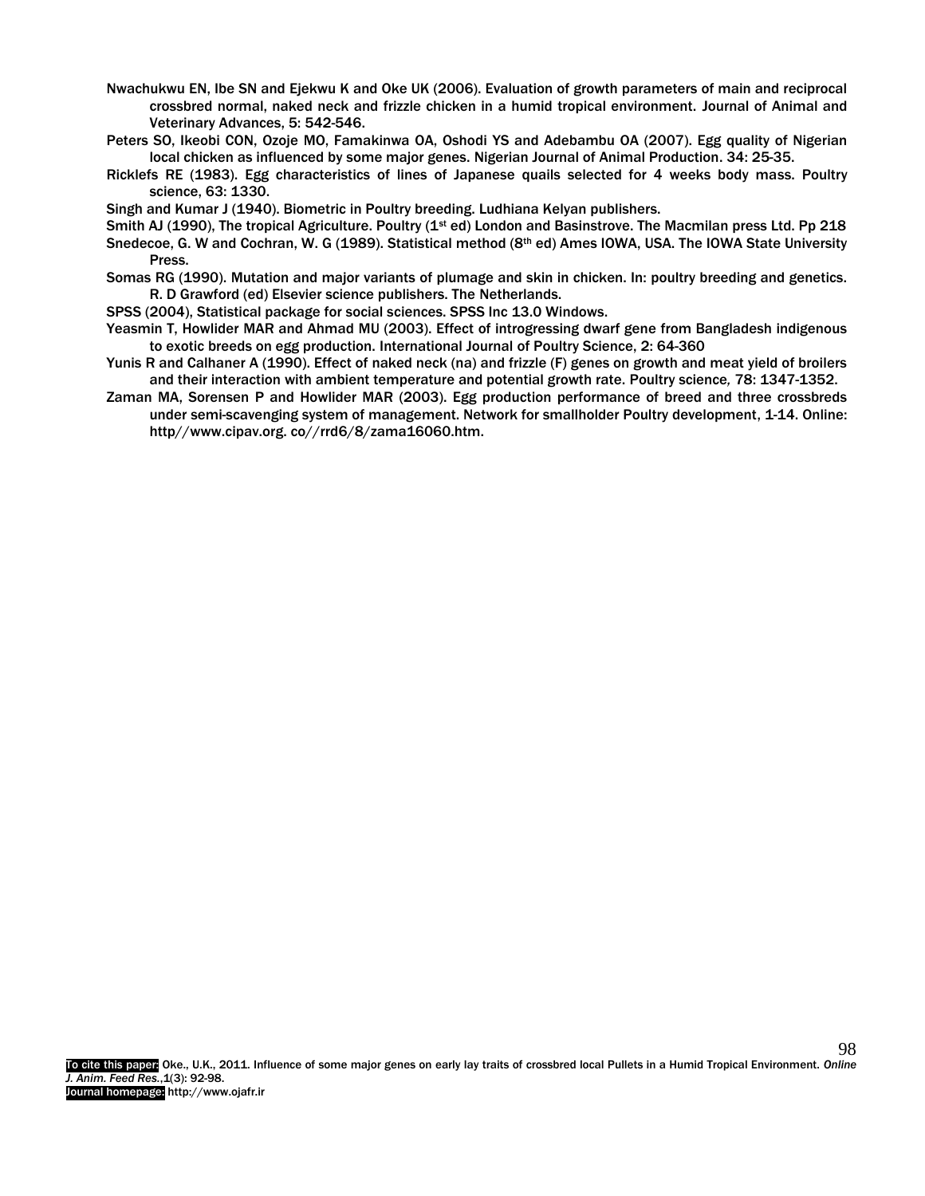Nwachukwu EN, Ibe SN and Ejekwu K and Oke UK (2006). Evaluation of growth parameters of main and reciprocal crossbred normal, naked neck and frizzle chicken in a humid tropical environment. Journal of Animal and Veterinary Advances, 5: 542-546.

Peters SO, Ikeobi CON, Ozoje MO, Famakinwa OA, Oshodi YS and Adebambu OA (2007). Egg quality of Nigerian local chicken as influenced by some major genes. Nigerian Journal of Animal Production. 34: 25-35.

Ricklefs RE (1983). Egg characteristics of lines of Japanese quails selected for 4 weeks body mass. Poultry science, 63: 1330.

Singh and Kumar J (1940). Biometric in Poultry breeding. Ludhiana Kelyan publishers.

Smith AJ (1990), The tropical Agriculture. Poultry (1st ed) London and Basinstrove. The Macmilan press Ltd. Pp 218

Snedecoe, G. W and Cochran, W. G (1989). Statistical method (8th ed) Ames IOWA, USA. The IOWA State University Press.

Somas RG (1990). Mutation and major variants of plumage and skin in chicken. In: poultry breeding and genetics. R. D Grawford (ed) Elsevier science publishers. The Netherlands.

SPSS (2004), Statistical package for social sciences. SPSS Inc 13.0 Windows.

Yeasmin T, Howlider MAR and Ahmad MU (2003). Effect of introgressing dwarf gene from Bangladesh indigenous to exotic breeds on egg production. International Journal of Poultry Science, 2: 64-360

Yunis R and Calhaner A (1990). Effect of naked neck (na) and frizzle (F) genes on growth and meat yield of broilers and their interaction with ambient temperature and potential growth rate. Poultry science, 78: 1347-1352.

Zaman MA, Sorensen P and Howlider MAR (2003). Egg production performance of breed and three crossbreds under semi-scavenging system of management. Network for smallholder Poultry development, 1-14. Online: http//www.cipav.org. co//rrd6/8/zama16060.htm.